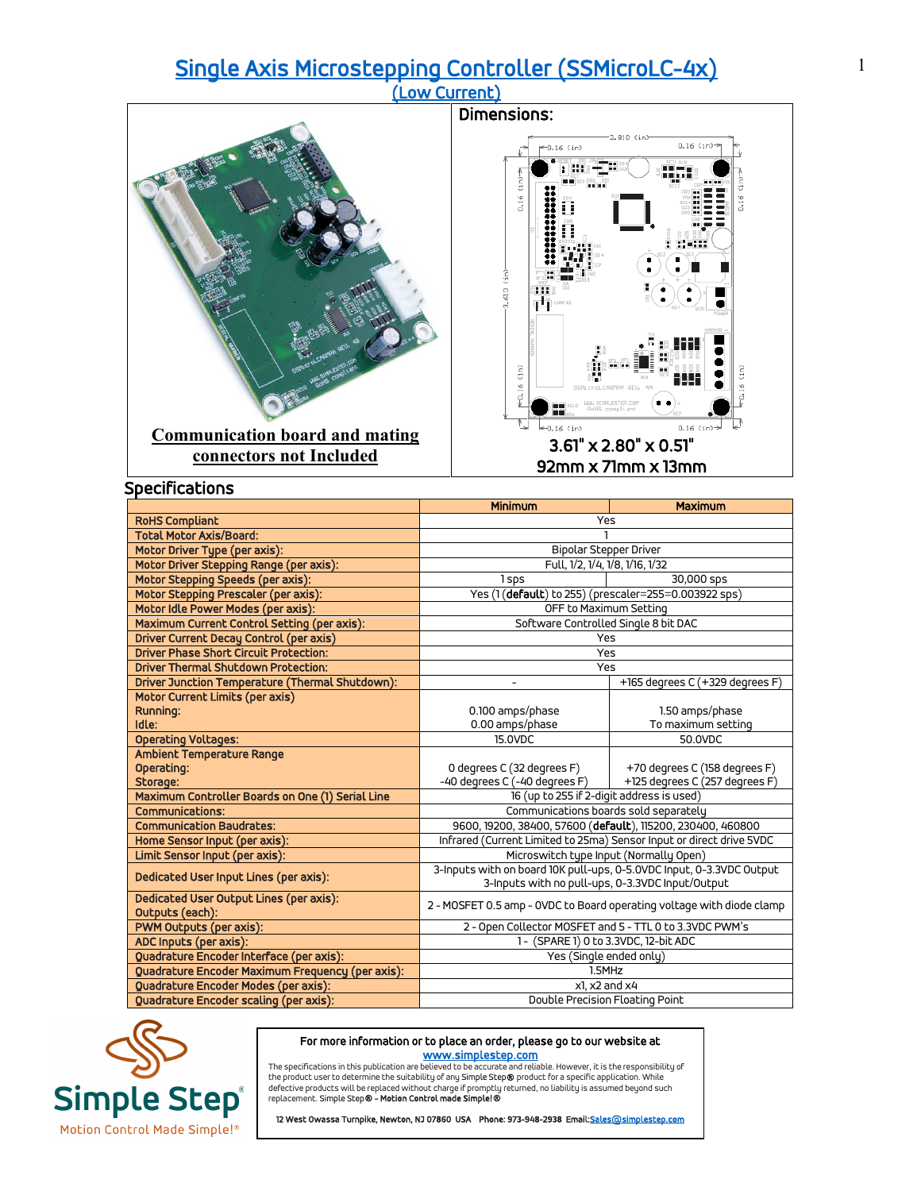# Single Axis Microstepping Controller (SSMicroLC-4x)

## (Low Current)

**Communication board and mating connectors not Included**

**Dimensions:**

3.61" x 2.80" x 0.51"

92mm x 71mm x 13mm

## Specifications

| | Minimum | Maximum |
|---|---|---|
| RoHS Compliant | Yes | |
| Total Motor Axis/Board: | 1 | |
| Motor Driver Type (per axis): | Bipolar Stepper Driver | |
| Motor Driver Stepping Range (per axis): | Full, 1/2, 1/4, 1/8, 1/16, 1/32 | |
| Motor Stepping Speeds (per axis): | 1 sps | 30,000 sps |
| Motor Stepping Prescaler (per axis): | Yes (1 (**default**) to 255) (prescaler=255=0.003922 sps) | |
| Motor Idle Power Modes (per axis): | OFF to Maximum Setting | |
| Maximum Current Control Setting (per axis): | Software Controlled Single 8 bit DAC | |
| Driver Current Decay Control (per axis) | Yes | |
| Driver Phase Short Circuit Protection: | Yes | |
| Driver Thermal Shutdown Protection: | Yes | |
| Driver Junction Temperature (Thermal Shutdown): | - | +165 degrees C (+329 degrees F) |
| Motor Current Limits (per axis) Running: Idle: | 0.100 amps/phase 0.00 amps/phase | 1.50 amps/phase To maximum setting |
| Operating Voltages: | 15.0VDC | 50.0VDC |
| Ambient Temperature Range Operating: Storage: | 0 degrees C (32 degrees F) -40 degrees C (-40 degrees F) | +70 degrees C (158 degrees F) +125 degrees C (257 degrees F) |
| Maximum Controller Boards on One (1) Serial Line | 16 (up to 255 if 2-digit address is used) | |
| Communications: | Communications boards sold separately | |
| Communication Baudrates: | 9600, 19200, 38400, 57600 (**default**), 115200, 230400, 460800 | |
| Home Sensor Input (per axis): | Infrared (Current Limited to 25ma) Sensor Input or direct drive 5VDC | |
| Limit Sensor Input (per axis): | Microswitch type Input (Normally Open) | |
| Dedicated User Input Lines (per axis): | 3-Inputs with on board 10K pull-ups, 0-5.0VDC Input, 0-3.3VDC Output 3-Inputs with no pull-ups, 0-3.3VDC Input/Output | |
| Dedicated User Output Lines (per axis): Outputs (each): | 2 - MOSFET 0.5 amp - 0VDC to Board operating voltage with diode clamp | |
| PWM Outputs (per axis): | 2 - Open Collector MOSFET and 5 - TTL 0 to 3.3VDC PWM's | |
| ADC Inputs (per axis): | 1 - (SPARE 1) 0 to 3.3VDC, 12-bit ADC | |
| Quadrature Encoder Interface (per axis): | Yes (Single ended only) | |
| Quadrature Encoder Maximum Frequency (per axis): | 1.5MHz | |
| Quadrature Encoder Modes (per axis): | x1, x2 and x4 | |
| Quadrature Encoder scaling (per axis): | Double Precision Floating Point | |

Simple Step® Motion Control Made Simple!®

For more information or to place an order, please go to our website at www.simplestep.com

The specifications in this publication are believed to be accurate and reliable. However, it is the responsibility of the product user to determine the suitability of any Simple Step® product for a specific application. While defective products will be replaced without charge if promptly returned, no liability is assumed beyond such replacement. Simple Step® - **Motion Control made Simple!®**

**12 West Owassa Turnpike, Newton, NJ 07860 USA Phone: 973-948-2938 Email: Sales@simplestep.com**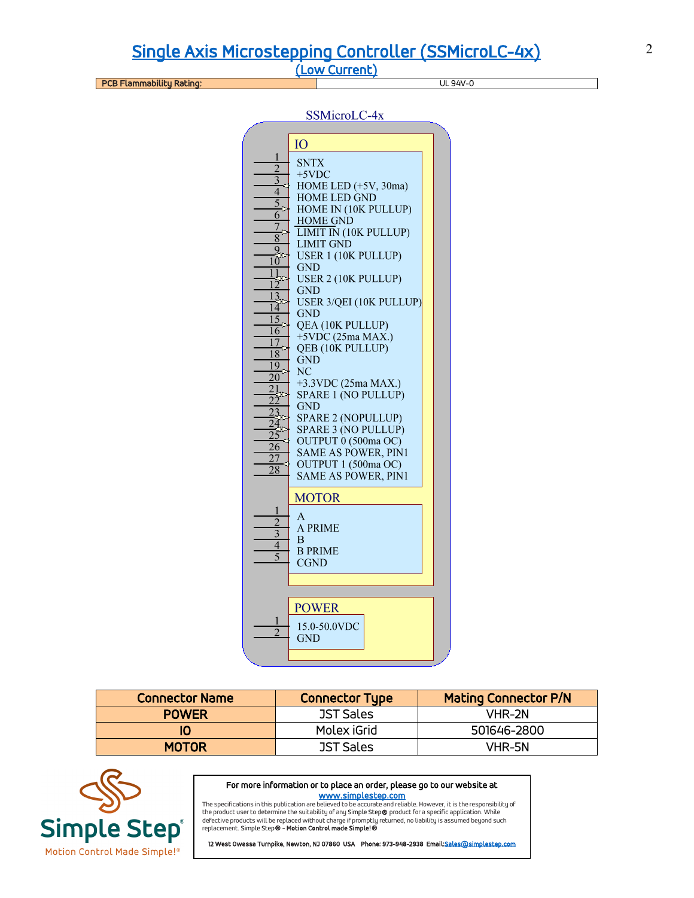# Single Axis Microstepping Controller (SSMicroLC-4x)

## (Low Current)

| PCB Flammability Rating: | UL 94V-0 |
|---|---|

SSMicroLC-4x

**IO**

| Pin | Function |
|---|---|
| 1 | SNTX |
| 2 | +5VDC |
| 3 | HOME LED (+5V, 30ma) |
| 4 | HOME LED GND |
| 5 | HOME IN (10K PULLUP) |
| 6 | HOME GND |
| 7 | LIMIT IN (10K PULLUP) |
| 8 | LIMIT GND |
| 9 | USER 1 (10K PULLUP) |
| 10 | GND |
| 11 | USER 2 (10K PULLUP) |
| 12 | GND |
| 13 | USER 3/QEI (10K PULLUP) |
| 14 | GND |
| 15 | QEA (10K PULLUP) |
| 16 | +5VDC (25ma MAX.) |
| 17 | QEB (10K PULLUP) |
| 18 | GND |
| 19 | NC |
| 20 | +3.3VDC (25ma MAX.) |
| 21 | SPARE 1 (NO PULLUP) |
| 22 | GND |
| 23 | SPARE 2 (NOPULLUP) |
| 24 | SPARE 3 (NO PULLUP) |
| 25 | OUTPUT 0 (500ma OC) |
| 26 | SAME AS POWER, PIN1 |
| 27 | OUTPUT 1 (500ma OC) |
| 28 | SAME AS POWER, PIN1 |

**MOTOR**

| Pin | Function |
|---|---|
| 1 | A |
| 2 | A PRIME |
| 3 | B |
| 4 | B PRIME |
| 5 | CGND |

**POWER**

| Pin | Function |
|---|---|
| 1 | 15.0-50.0VDC |
| 2 | GND |

| Connector Name | Connector Type | Mating Connector P/N |
|---|---|---|
| POWER | JST Sales | VHR-2N |
| IO | Molex iGrid | 501646-2800 |
| MOTOR | JST Sales | VHR-5N |

Simple Step® Motion Control Made Simple!®

For more information or to place an order, please go to our website at
www.simplestep.com

The specifications in this publication are believed to be accurate and reliable. However, it is the responsibility of the product user to determine the suitability of any Simple Step® product for a specific application. While defective products will be replaced without charge if promptly returned, no liability is assumed beyond such replacement. Simple Step® - **Motion Control made Simple!®**

12 West Owassa Turnpike, Newton, NJ 07860 USA Phone: 973-948-2938 Email: Sales@simplestep.com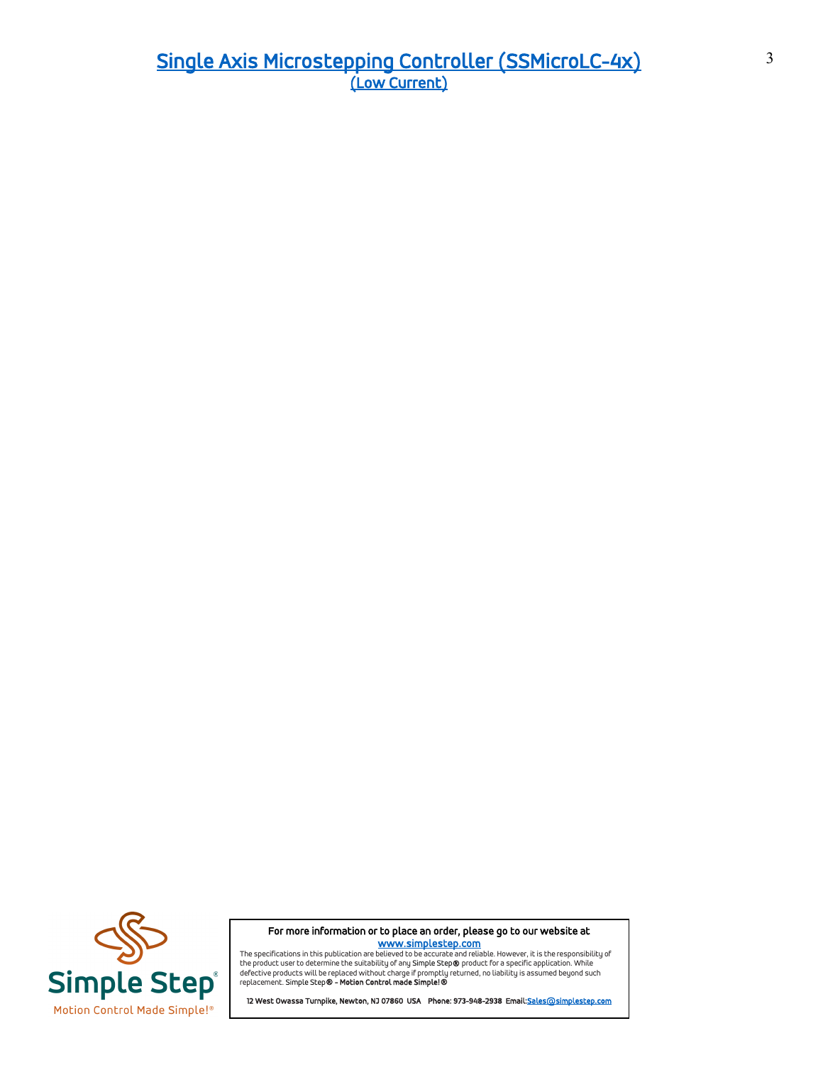# Single Axis Microstepping Controller (SSMicroLC-4x)

## (Low Current)

For more information or to place an order, please go to our website at
www.simplestep.com

The specifications in this publication are believed to be accurate and reliable. However, it is the responsibility of the product user to determine the suitability of any Simple Step® product for a specific application. While defective products will be replaced without charge if promptly returned, no liability is assumed beyond such replacement. Simple Step® - **Motion Control made Simple!®**

**12 West Owassa Turnpike, Newton, NJ 07860 USA Phone: 973-948-2938 Email:Sales@simplestep.com**